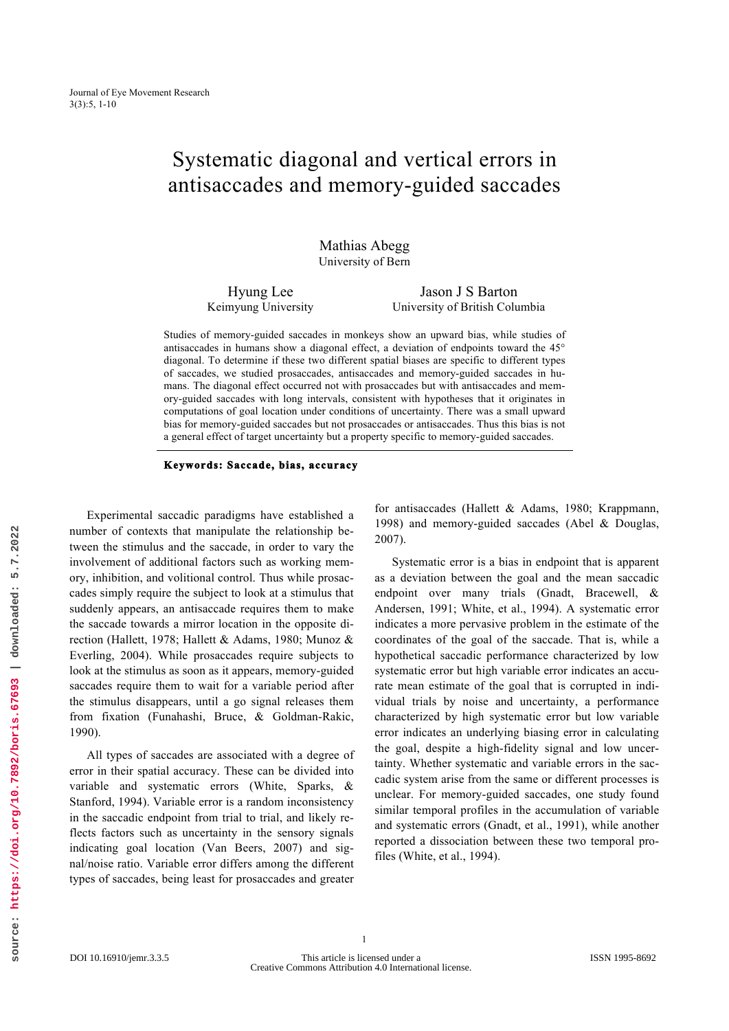# Systematic diagonal and vertical errors in antisaccades and memory-guided saccades

Mathias Abegg
University of Bern

Hyung Lee
Keimyung University

Jason J S Barton
University of British Columbia

Studies of memory-guided saccades in monkeys show an upward bias, while studies of antisaccades in humans show a diagonal effect, a deviation of endpoints toward the 45° diagonal. To determine if these two different spatial biases are specific to different types of saccades, we studied prosaccades, antisaccades and memory-guided saccades in humans. The diagonal effect occurred not with prosaccades but with antisaccades and memory-guided saccades with long intervals, consistent with hypotheses that it originates in computations of goal location under conditions of uncertainty. There was a small upward bias for memory-guided saccades but not prosaccades or antisaccades. Thus this bias is not a general effect of target uncertainty but a property specific to memory-guided saccades.

**Keywords: Saccade, bias, accuracy**

Experimental saccadic paradigms have established a number of contexts that manipulate the relationship between the stimulus and the saccade, in order to vary the involvement of additional factors such as working memory, inhibition, and volitional control. Thus while prosaccades simply require the subject to look at a stimulus that suddenly appears, an antisaccade requires them to make the saccade towards a mirror location in the opposite direction (Hallett, 1978; Hallett & Adams, 1980; Munoz & Everling, 2004). While prosaccades require subjects to look at the stimulus as soon as it appears, memory-guided saccades require them to wait for a variable period after the stimulus disappears, until a go signal releases them from fixation (Funahashi, Bruce, & Goldman-Rakic, 1990).

All types of saccades are associated with a degree of error in their spatial accuracy. These can be divided into variable and systematic errors (White, Sparks, & Stanford, 1994). Variable error is a random inconsistency in the saccadic endpoint from trial to trial, and likely reflects factors such as uncertainty in the sensory signals indicating goal location (Van Beers, 2007) and signal/noise ratio. Variable error differs among the different types of saccades, being least for prosaccades and greater for antisaccades (Hallett & Adams, 1980; Krappmann, 1998) and memory-guided saccades (Abel & Douglas, 2007).

Systematic error is a bias in endpoint that is apparent as a deviation between the goal and the mean saccadic endpoint over many trials (Gnadt, Bracewell, & Andersen, 1991; White, et al., 1994). A systematic error indicates a more pervasive problem in the estimate of the coordinates of the goal of the saccade. That is, while a hypothetical saccadic performance characterized by low systematic error but high variable error indicates an accurate mean estimate of the goal that is corrupted in individual trials by noise and uncertainty, a performance characterized by high systematic error but low variable error indicates an underlying biasing error in calculating the goal, despite a high-fidelity signal and low uncertainty. Whether systematic and variable errors in the saccadic system arise from the same or different processes is unclear. For memory-guided saccades, one study found similar temporal profiles in the accumulation of variable and systematic errors (Gnadt, et al., 1991), while another reported a dissociation between these two temporal profiles (White, et al., 1994).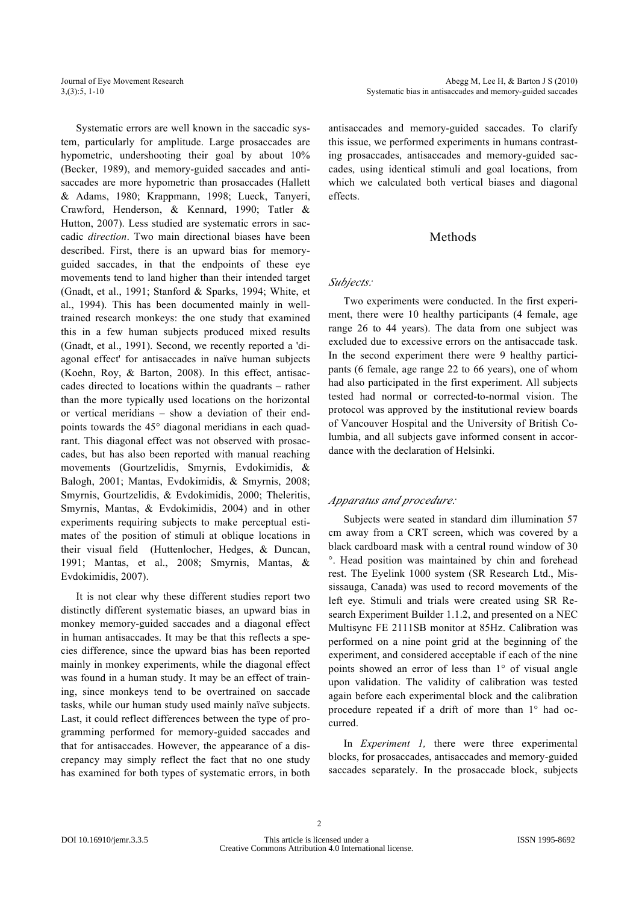Systematic errors are well known in the saccadic system, particularly for amplitude. Large prosaccades are hypometric, undershooting their goal by about 10% (Becker, 1989), and memory-guided saccades and antisaccades are more hypometric than prosaccades (Hallett & Adams, 1980; Krappmann, 1998; Lueck, Tanyeri, Crawford, Henderson, & Kennard, 1990; Tatler & Hutton, 2007). Less studied are systematic errors in saccadic *direction*. Two main directional biases have been described. First, there is an upward bias for memory-guided saccades, in that the endpoints of these eye movements tend to land higher than their intended target (Gnadt, et al., 1991; Stanford & Sparks, 1994; White, et al., 1994). This has been documented mainly in well-trained research monkeys: the one study that examined this in a few human subjects produced mixed results (Gnadt, et al., 1991). Second, we recently reported a 'diagonal effect' for antisaccades in naïve human subjects (Koehn, Roy, & Barton, 2008). In this effect, antisaccades directed to locations within the quadrants – rather than the more typically used locations on the horizontal or vertical meridians – show a deviation of their endpoints towards the 45° diagonal meridians in each quadrant. This diagonal effect was not observed with prosaccades, but has also been reported with manual reaching movements (Gourtzelidis, Smyrnis, Evdokimidis, & Balogh, 2001; Mantas, Evdokimidis, & Smyrnis, 2008; Smyrnis, Gourtzelidis, & Evdokimidis, 2000; Theleritis, Smyrnis, Mantas, & Evdokimidis, 2004) and in other experiments requiring subjects to make perceptual estimates of the position of stimuli at oblique locations in their visual field (Huttenlocher, Hedges, & Duncan, 1991; Mantas, et al., 2008; Smyrnis, Mantas, & Evdokimidis, 2007).

It is not clear why these different studies report two distinctly different systematic biases, an upward bias in monkey memory-guided saccades and a diagonal effect in human antisaccades. It may be that this reflects a species difference, since the upward bias has been reported mainly in monkey experiments, while the diagonal effect was found in a human study. It may be an effect of training, since monkeys tend to be overtrained on saccade tasks, while our human study used mainly naïve subjects. Last, it could reflect differences between the type of programming performed for memory-guided saccades and that for antisaccades. However, the appearance of a discrepancy may simply reflect the fact that no one study has examined for both types of systematic errors, in both antisaccades and memory-guided saccades. To clarify this issue, we performed experiments in humans contrasting prosaccades, antisaccades and memory-guided saccades, using identical stimuli and goal locations, from which we calculated both vertical biases and diagonal effects.

## Methods

### *Subjects:*

Two experiments were conducted. In the first experiment, there were 10 healthy participants (4 female, age range 26 to 44 years). The data from one subject was excluded due to excessive errors on the antisaccade task. In the second experiment there were 9 healthy participants (6 female, age range 22 to 66 years), one of whom had also participated in the first experiment. All subjects tested had normal or corrected-to-normal vision. The protocol was approved by the institutional review boards of Vancouver Hospital and the University of British Columbia, and all subjects gave informed consent in accordance with the declaration of Helsinki.

### *Apparatus and procedure:*

Subjects were seated in standard dim illumination 57 cm away from a CRT screen, which was covered by a black cardboard mask with a central round window of 30 °. Head position was maintained by chin and forehead rest. The Eyelink 1000 system (SR Research Ltd., Mississauga, Canada) was used to record movements of the left eye. Stimuli and trials were created using SR Research Experiment Builder 1.1.2, and presented on a NEC Multisync FE 2111SB monitor at 85Hz. Calibration was performed on a nine point grid at the beginning of the experiment, and considered acceptable if each of the nine points showed an error of less than 1° of visual angle upon validation. The validity of calibration was tested again before each experimental block and the calibration procedure repeated if a drift of more than 1° had occurred.

In *Experiment 1,* there were three experimental blocks, for prosaccades, antisaccades and memory-guided saccades separately. In the prosaccade block, subjects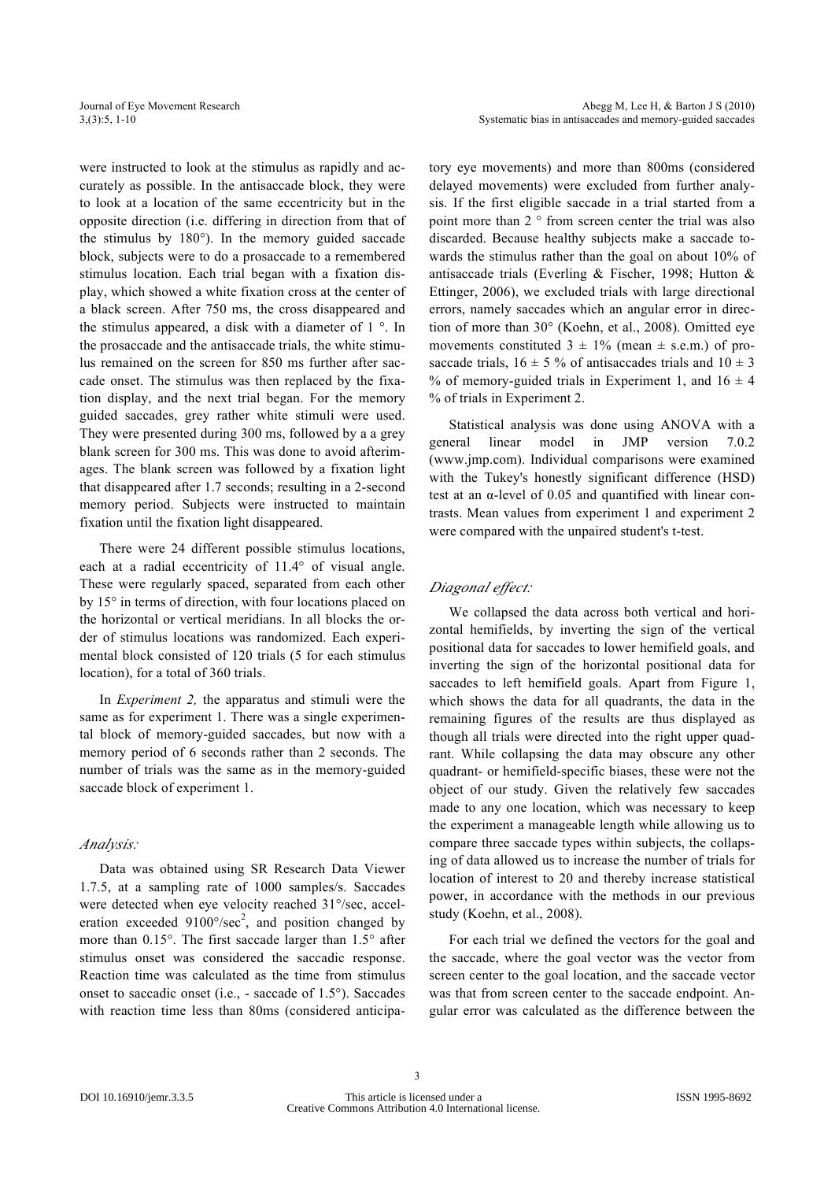were instructed to look at the stimulus as rapidly and accurately as possible. In the antisaccade block, they were to look at a location of the same eccentricity but in the opposite direction (i.e. differing in direction from that of the stimulus by 180°). In the memory guided saccade block, subjects were to do a prosaccade to a remembered stimulus location. Each trial began with a fixation display, which showed a white fixation cross at the center of a black screen. After 750 ms, the cross disappeared and the stimulus appeared, a disk with a diameter of 1 °. In the prosaccade and the antisaccade trials, the white stimulus remained on the screen for 850 ms further after saccade onset. The stimulus was then replaced by the fixation display, and the next trial began. For the memory guided saccades, grey rather white stimuli were used. They were presented during 300 ms, followed by a a grey blank screen for 300 ms. This was done to avoid afterimages. The blank screen was followed by a fixation light that disappeared after 1.7 seconds; resulting in a 2-second memory period. Subjects were instructed to maintain fixation until the fixation light disappeared.

There were 24 different possible stimulus locations, each at a radial eccentricity of 11.4° of visual angle. These were regularly spaced, separated from each other by 15° in terms of direction, with four locations placed on the horizontal or vertical meridians. In all blocks the order of stimulus locations was randomized. Each experimental block consisted of 120 trials (5 for each stimulus location), for a total of 360 trials.

In *Experiment 2,* the apparatus and stimuli were the same as for experiment 1. There was a single experimental block of memory-guided saccades, but now with a memory period of 6 seconds rather than 2 seconds. The number of trials was the same as in the memory-guided saccade block of experiment 1.

### *Analysis:*

Data was obtained using SR Research Data Viewer 1.7.5, at a sampling rate of 1000 samples/s. Saccades were detected when eye velocity reached 31°/sec, acceleration exceeded 9100°/sec$^2$, and position changed by more than 0.15°. The first saccade larger than 1.5° after stimulus onset was considered the saccadic response. Reaction time was calculated as the time from stimulus onset to saccadic onset (i.e., - saccade of 1.5°). Saccades with reaction time less than 80ms (considered anticipatory eye movements) and more than 800ms (considered delayed movements) were excluded from further analysis. If the first eligible saccade in a trial started from a point more than 2 ° from screen center the trial was also discarded. Because healthy subjects make a saccade towards the stimulus rather than the goal on about 10% of antisaccade trials (Everling & Fischer, 1998; Hutton & Ettinger, 2006), we excluded trials with large directional errors, namely saccades which an angular error in direction of more than 30° (Koehn, et al., 2008). Omitted eye movements constituted 3 ± 1% (mean ± s.e.m.) of prosaccade trials, 16 ± 5 % of antisaccades trials and 10 ± 3 % of memory-guided trials in Experiment 1, and 16 ± 4 % of trials in Experiment 2.

Statistical analysis was done using ANOVA with a general linear model in JMP version 7.0.2 (www.jmp.com). Individual comparisons were examined with the Tukey's honestly significant difference (HSD) test at an α-level of 0.05 and quantified with linear contrasts. Mean values from experiment 1 and experiment 2 were compared with the unpaired student's t-test.

### *Diagonal effect:*

We collapsed the data across both vertical and horizontal hemifields, by inverting the sign of the vertical positional data for saccades to lower hemifield goals, and inverting the sign of the horizontal positional data for saccades to left hemifield goals. Apart from Figure 1, which shows the data for all quadrants, the data in the remaining figures of the results are thus displayed as though all trials were directed into the right upper quadrant. While collapsing the data may obscure any other quadrant- or hemifield-specific biases, these were not the object of our study. Given the relatively few saccades made to any one location, which was necessary to keep the experiment a manageable length while allowing us to compare three saccade types within subjects, the collapsing of data allowed us to increase the number of trials for location of interest to 20 and thereby increase statistical power, in accordance with the methods in our previous study (Koehn, et al., 2008).

For each trial we defined the vectors for the goal and the saccade, where the goal vector was the vector from screen center to the goal location, and the saccade vector was that from screen center to the saccade endpoint. Angular error was calculated as the difference between the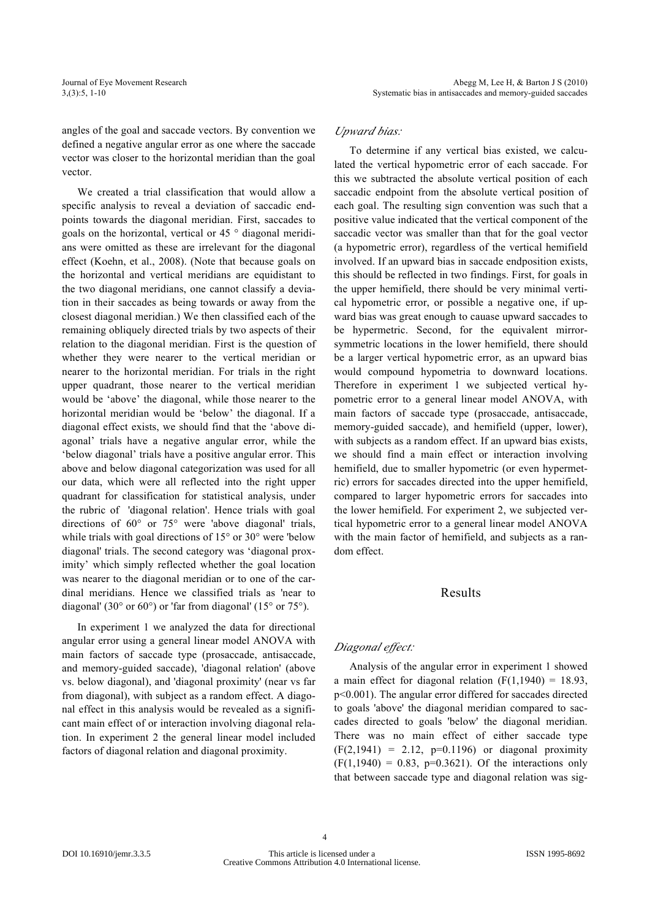angles of the goal and saccade vectors. By convention we defined a negative angular error as one where the saccade vector was closer to the horizontal meridian than the goal vector.

We created a trial classification that would allow a specific analysis to reveal a deviation of saccadic endpoints towards the diagonal meridian. First, saccades to goals on the horizontal, vertical or 45 ° diagonal meridians were omitted as these are irrelevant for the diagonal effect (Koehn, et al., 2008). (Note that because goals on the horizontal and vertical meridians are equidistant to the two diagonal meridians, one cannot classify a deviation in their saccades as being towards or away from the closest diagonal meridian.) We then classified each of the remaining obliquely directed trials by two aspects of their relation to the diagonal meridian. First is the question of whether they were nearer to the vertical meridian or nearer to the horizontal meridian. For trials in the right upper quadrant, those nearer to the vertical meridian would be 'above' the diagonal, while those nearer to the horizontal meridian would be 'below' the diagonal. If a diagonal effect exists, we should find that the 'above diagonal' trials have a negative angular error, while the 'below diagonal' trials have a positive angular error. This above and below diagonal categorization was used for all our data, which were all reflected into the right upper quadrant for classification for statistical analysis, under the rubric of 'diagonal relation'. Hence trials with goal directions of 60° or 75° were 'above diagonal' trials, while trials with goal directions of 15° or 30° were 'below diagonal' trials. The second category was 'diagonal proximity' which simply reflected whether the goal location was nearer to the diagonal meridian or to one of the cardinal meridians. Hence we classified trials as 'near to diagonal' (30° or 60°) or 'far from diagonal' (15° or 75°).

In experiment 1 we analyzed the data for directional angular error using a general linear model ANOVA with main factors of saccade type (prosaccade, antisaccade, and memory-guided saccade), 'diagonal relation' (above vs. below diagonal), and 'diagonal proximity' (near vs far from diagonal), with subject as a random effect. A diagonal effect in this analysis would be revealed as a significant main effect of or interaction involving diagonal relation. In experiment 2 the general linear model included factors of diagonal relation and diagonal proximity.

### *Upward bias:*

To determine if any vertical bias existed, we calculated the vertical hypometric error of each saccade. For this we subtracted the absolute vertical position of each saccadic endpoint from the absolute vertical position of each goal. The resulting sign convention was such that a positive value indicated that the vertical component of the saccadic vector was smaller than that for the goal vector (a hypometric error), regardless of the vertical hemifield involved. If an upward bias in saccade endposition exists, this should be reflected in two findings. First, for goals in the upper hemifield, there should be very minimal vertical hypometric error, or possible a negative one, if upward bias was great enough to cauase upward saccades to be hypermetric. Second, for the equivalent mirror-symmetric locations in the lower hemifield, there should be a larger vertical hypometric error, as an upward bias would compound hypometria to downward locations. Therefore in experiment 1 we subjected vertical hypometric error to a general linear model ANOVA, with main factors of saccade type (prosaccade, antisaccade, memory-guided saccade), and hemifield (upper, lower), with subjects as a random effect. If an upward bias exists, we should find a main effect or interaction involving hemifield, due to smaller hypometric (or even hypermetric) errors for saccades directed into the upper hemifield, compared to larger hypometric errors for saccades into the lower hemifield. For experiment 2, we subjected vertical hypometric error to a general linear model ANOVA with the main factor of hemifield, and subjects as a random effect.

## Results

### *Diagonal effect:*

Analysis of the angular error in experiment 1 showed a main effect for diagonal relation ($F(1,1940) = 18.93$, $p<0.001$). The angular error differed for saccades directed to goals 'above' the diagonal meridian compared to saccades directed to goals 'below' the diagonal meridian. There was no main effect of either saccade type ($F(2,1941) = 2.12$, $p=0.1196$) or diagonal proximity ($F(1,1940) = 0.83$, $p=0.3621$). Of the interactions only that between saccade type and diagonal relation was sig-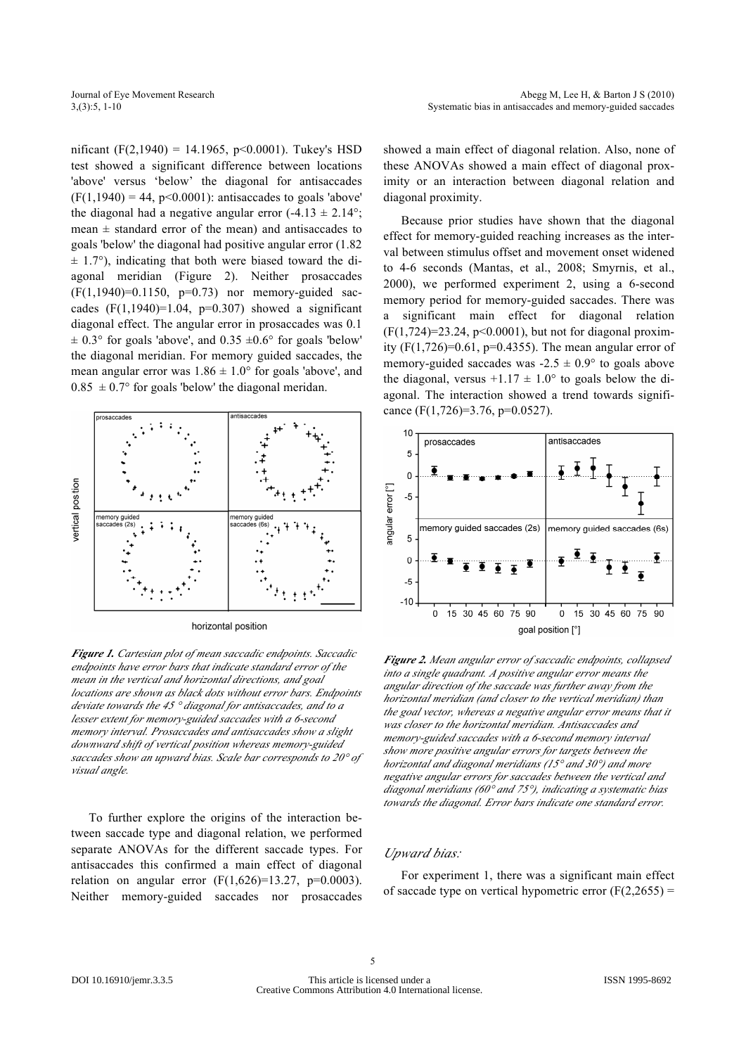nificant ($F(2,1940) = 14.1965$, $p<0.0001$). Tukey's HSD test showed a significant difference between locations 'above' versus 'below' the diagonal for antisaccades ($F(1,1940) = 44$, $p<0.0001$): antisaccades to goals 'above' the diagonal had a negative angular error ($-4.13 \pm 2.14°$; mean ± standard error of the mean) and antisaccades to goals 'below' the diagonal had positive angular error ($1.82 \pm 1.7°$), indicating that both were biased toward the diagonal meridian (Figure 2). Neither prosaccades ($F(1,1940)=0.1150$, $p=0.73$) nor memory-guided saccades ($F(1,1940)=1.04$, $p=0.307$) showed a significant diagonal effect. The angular error in prosaccades was $0.1 \pm 0.3°$ for goals 'above', and $0.35 \pm 0.6°$ for goals 'below' the diagonal meridian. For memory guided saccades, the mean angular error was $1.86 \pm 1.0°$ for goals 'above', and $0.85 \pm 0.7°$ for goals 'below' the diagonal meridan.

*Figure 1. Cartesian plot of mean saccadic endpoints. Saccadic endpoints have error bars that indicate standard error of the mean in the vertical and horizontal directions, and goal locations are shown as black dots without error bars. Endpoints deviate towards the 45 ° diagonal for antisaccades, and to a lesser extent for memory-guided saccades with a 6-second memory interval. Prosaccades and antisaccades show a slight downward shift of vertical position whereas memory-guided saccades show an upward bias. Scale bar corresponds to 20° of visual angle.*

To further explore the origins of the interaction between saccade type and diagonal relation, we performed separate ANOVAs for the different saccade types. For antisaccades this confirmed a main effect of diagonal relation on angular error ($F(1,626)=13.27$, $p=0.0003$). Neither memory-guided saccades nor prosaccades showed a main effect of diagonal relation. Also, none of these ANOVAs showed a main effect of diagonal proximity or an interaction between diagonal relation and diagonal proximity.

Because prior studies have shown that the diagonal effect for memory-guided reaching increases as the interval between stimulus offset and movement onset widened to 4-6 seconds (Mantas, et al., 2008; Smyrnis, et al., 2000), we performed experiment 2, using a 6-second memory period for memory-guided saccades. There was a significant main effect for diagonal relation ($F(1,724)=23.24$, $p<0.0001$), but not for diagonal proximity ($F(1,726)=0.61$, $p=0.4355$). The mean angular error of memory-guided saccades was $-2.5 \pm 0.9°$ to goals above the diagonal, versus $+1.17 \pm 1.0°$ to goals below the diagonal. The interaction showed a trend towards significance ($F(1,726)=3.76$, $p=0.0527$).

*Figure 2. Mean angular error of saccadic endpoints, collapsed into a single quadrant. A positive angular error means the angular direction of the saccade was further away from the horizontal meridian (and closer to the vertical meridian) than the goal vector, whereas a negative angular error means that it was closer to the horizontal meridian. Antisaccades and memory-guided saccades with a 6-second memory interval show more positive angular errors for targets between the horizontal and diagonal meridians (15° and 30°) and more negative angular errors for saccades between the vertical and diagonal meridians (60° and 75°), indicating a systematic bias towards the diagonal. Error bars indicate one standard error.*

### *Upward bias:*

For experiment 1, there was a significant main effect of saccade type on vertical hypometric error ($F(2,2655) =$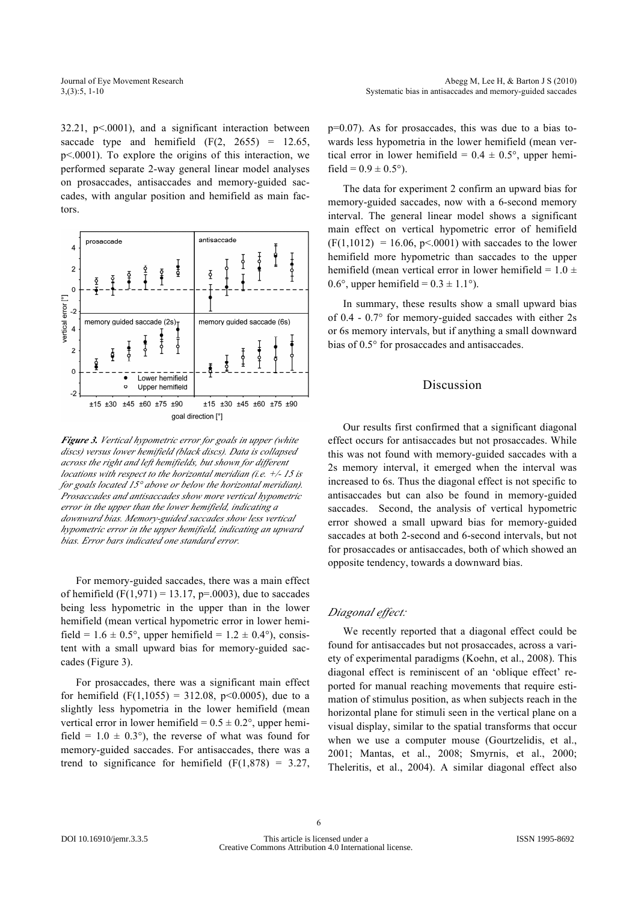32.21, p<.0001), and a significant interaction between saccade type and hemifield ($F(2, 2655) = 12.65$, $p<.0001$). To explore the origins of this interaction, we performed separate 2-way general linear model analyses on prosaccades, antisaccades and memory-guided saccades, with angular position and hemifield as main factors.

***Figure 3.*** *Vertical hypometric error for goals in upper (white discs) versus lower hemifield (black discs). Data is collapsed across the right and left hemifields, but shown for different locations with respect to the horizontal meridian (i.e. +/- 15 is for goals located 15° above or below the horizontal meridian). Prosaccades and antisaccades show more vertical hypometric error in the upper than the lower hemifield, indicating a downward bias. Memory-guided saccades show less vertical hypometric error in the upper hemifield, indicating an upward bias. Error bars indicated one standard error.*

For memory-guided saccades, there was a main effect of hemifield ($F(1,971) = 13.17$, $p=.0003$), due to saccades being less hypometric in the upper than in the lower hemifield (mean vertical hypometric error in lower hemifield = 1.6 ± 0.5°, upper hemifield = 1.2 ± 0.4°), consistent with a small upward bias for memory-guided saccades (Figure 3).

For prosaccades, there was a significant main effect for hemifield ($F(1,1055) = 312.08$, $p<0.0005$), due to a slightly less hypometria in the lower hemifield (mean vertical error in lower hemifield = 0.5 ± 0.2°, upper hemifield = 1.0 ± 0.3°), the reverse of what was found for memory-guided saccades. For antisaccades, there was a trend to significance for hemifield ($F(1,878) = 3.27$, $p=0.07$). As for prosaccades, this was due to a bias towards less hypometria in the lower hemifield (mean vertical error in lower hemifield = 0.4 ± 0.5°, upper hemifield = 0.9 ± 0.5°).

The data for experiment 2 confirm an upward bias for memory-guided saccades, now with a 6-second memory interval. The general linear model shows a significant main effect on vertical hypometric error of hemifield ($F(1,1012) = 16.06$, $p<.0001$) with saccades to the lower hemifield more hypometric than saccades to the upper hemifield (mean vertical error in lower hemifield = 1.0 ± 0.6°, upper hemifield = 0.3 ± 1.1°).

In summary, these results show a small upward bias of 0.4 - 0.7° for memory-guided saccades with either 2s or 6s memory intervals, but if anything a small downward bias of 0.5° for prosaccades and antisaccades.

## Discussion

Our results first confirmed that a significant diagonal effect occurs for antisaccades but not prosaccades. While this was not found with memory-guided saccades with a 2s memory interval, it emerged when the interval was increased to 6s. Thus the diagonal effect is not specific to antisaccades but can also be found in memory-guided saccades. Second, the analysis of vertical hypometric error showed a small upward bias for memory-guided saccades at both 2-second and 6-second intervals, but not for prosaccades or antisaccades, both of which showed an opposite tendency, towards a downward bias.

### *Diagonal effect:*

We recently reported that a diagonal effect could be found for antisaccades but not prosaccades, across a variety of experimental paradigms (Koehn, et al., 2008). This diagonal effect is reminiscent of an 'oblique effect' reported for manual reaching movements that require estimation of stimulus position, as when subjects reach in the horizontal plane for stimuli seen in the vertical plane on a visual display, similar to the spatial transforms that occur when we use a computer mouse (Gourtzelidis, et al., 2001; Mantas, et al., 2008; Smyrnis, et al., 2000; Theleritis, et al., 2004). A similar diagonal effect also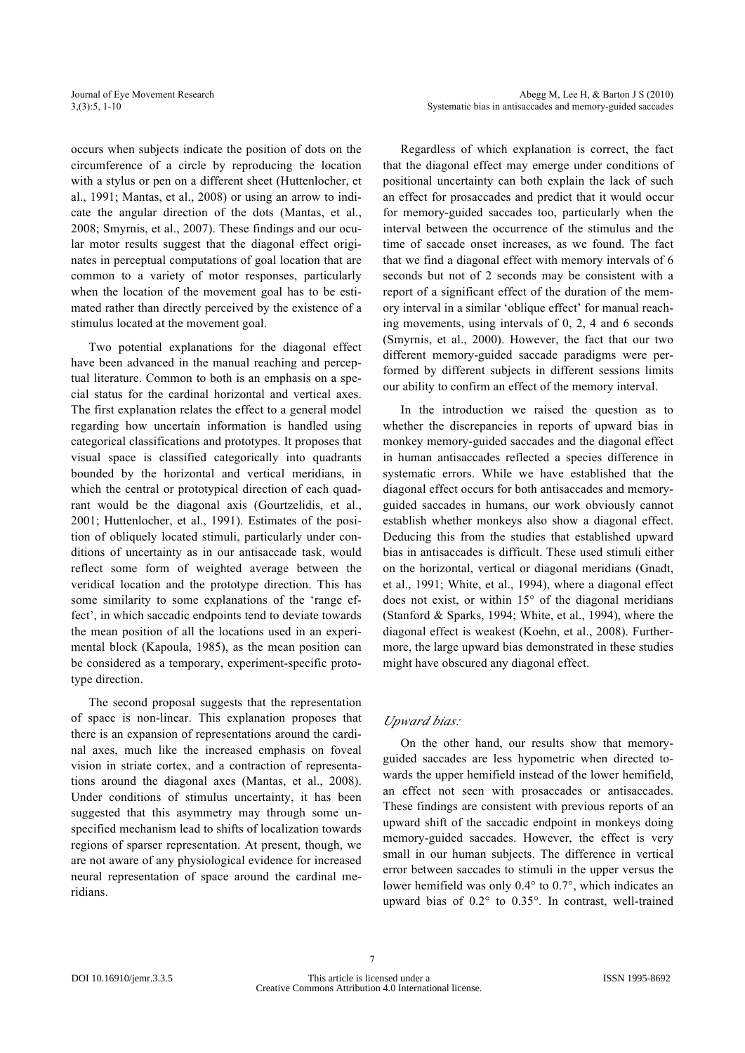occurs when subjects indicate the position of dots on the circumference of a circle by reproducing the location with a stylus or pen on a different sheet (Huttenlocher, et al., 1991; Mantas, et al., 2008) or using an arrow to indicate the angular direction of the dots (Mantas, et al., 2008; Smyrnis, et al., 2007). These findings and our ocular motor results suggest that the diagonal effect originates in perceptual computations of goal location that are common to a variety of motor responses, particularly when the location of the movement goal has to be estimated rather than directly perceived by the existence of a stimulus located at the movement goal.

Two potential explanations for the diagonal effect have been advanced in the manual reaching and perceptual literature. Common to both is an emphasis on a special status for the cardinal horizontal and vertical axes. The first explanation relates the effect to a general model regarding how uncertain information is handled using categorical classifications and prototypes. It proposes that visual space is classified categorically into quadrants bounded by the horizontal and vertical meridians, in which the central or prototypical direction of each quadrant would be the diagonal axis (Gourtzelidis, et al., 2001; Huttenlocher, et al., 1991). Estimates of the position of obliquely located stimuli, particularly under conditions of uncertainty as in our antisaccade task, would reflect some form of weighted average between the veridical location and the prototype direction. This has some similarity to some explanations of the 'range effect', in which saccadic endpoints tend to deviate towards the mean position of all the locations used in an experimental block (Kapoula, 1985), as the mean position can be considered as a temporary, experiment-specific prototype direction.

The second proposal suggests that the representation of space is non-linear. This explanation proposes that there is an expansion of representations around the cardinal axes, much like the increased emphasis on foveal vision in striate cortex, and a contraction of representations around the diagonal axes (Mantas, et al., 2008). Under conditions of stimulus uncertainty, it has been suggested that this asymmetry may through some unspecified mechanism lead to shifts of localization towards regions of sparser representation. At present, though, we are not aware of any physiological evidence for increased neural representation of space around the cardinal meridians.

Regardless of which explanation is correct, the fact that the diagonal effect may emerge under conditions of positional uncertainty can both explain the lack of such an effect for prosaccades and predict that it would occur for memory-guided saccades too, particularly when the interval between the occurrence of the stimulus and the time of saccade onset increases, as we found. The fact that we find a diagonal effect with memory intervals of 6 seconds but not of 2 seconds may be consistent with a report of a significant effect of the duration of the memory interval in a similar 'oblique effect' for manual reaching movements, using intervals of 0, 2, 4 and 6 seconds (Smyrnis, et al., 2000). However, the fact that our two different memory-guided saccade paradigms were performed by different subjects in different sessions limits our ability to confirm an effect of the memory interval.

In the introduction we raised the question as to whether the discrepancies in reports of upward bias in monkey memory-guided saccades and the diagonal effect in human antisaccades reflected a species difference in systematic errors. While we have established that the diagonal effect occurs for both antisaccades and memory-guided saccades in humans, our work obviously cannot establish whether monkeys also show a diagonal effect. Deducing this from the studies that established upward bias in antisaccades is difficult. These used stimuli either on the horizontal, vertical or diagonal meridians (Gnadt, et al., 1991; White, et al., 1994), where a diagonal effect does not exist, or within 15° of the diagonal meridians (Stanford & Sparks, 1994; White, et al., 1994), where the diagonal effect is weakest (Koehn, et al., 2008). Furthermore, the large upward bias demonstrated in these studies might have obscured any diagonal effect.

### *Upward bias:*

On the other hand, our results show that memory-guided saccades are less hypometric when directed towards the upper hemifield instead of the lower hemifield, an effect not seen with prosaccades or antisaccades. These findings are consistent with previous reports of an upward shift of the saccadic endpoint in monkeys doing memory-guided saccades. However, the effect is very small in our human subjects. The difference in vertical error between saccades to stimuli in the upper versus the lower hemifield was only 0.4° to 0.7°, which indicates an upward bias of 0.2° to 0.35°. In contrast, well-trained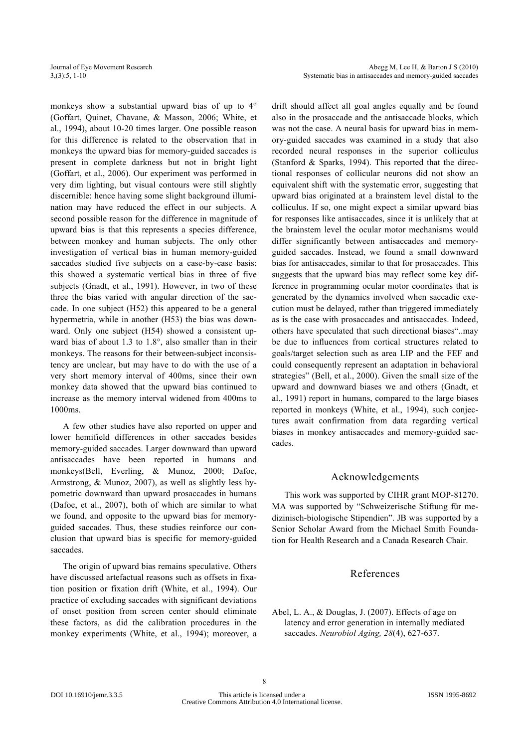monkeys show a substantial upward bias of up to 4° (Goffart, Quinet, Chavane, & Masson, 2006; White, et al., 1994), about 10-20 times larger. One possible reason for this difference is related to the observation that in monkeys the upward bias for memory-guided saccades is present in complete darkness but not in bright light (Goffart, et al., 2006). Our experiment was performed in very dim lighting, but visual contours were still slightly discernible: hence having some slight background illumination may have reduced the effect in our subjects. A second possible reason for the difference in magnitude of upward bias is that this represents a species difference, between monkey and human subjects. The only other investigation of vertical bias in human memory-guided saccades studied five subjects on a case-by-case basis: this showed a systematic vertical bias in three of five subjects (Gnadt, et al., 1991). However, in two of these three the bias varied with angular direction of the saccade. In one subject (H52) this appeared to be a general hypermetria, while in another (H53) the bias was downward. Only one subject (H54) showed a consistent upward bias of about 1.3 to 1.8°, also smaller than in their monkeys. The reasons for their between-subject inconsistency are unclear, but may have to do with the use of a very short memory interval of 400ms, since their own monkey data showed that the upward bias continued to increase as the memory interval widened from 400ms to 1000ms.

A few other studies have also reported on upper and lower hemifield differences in other saccades besides memory-guided saccades. Larger downward than upward antisaccades have been reported in humans and monkeys(Bell, Everling, & Munoz, 2000; Dafoe, Armstrong, & Munoz, 2007), as well as slightly less hypometric downward than upward prosaccades in humans (Dafoe, et al., 2007), both of which are similar to what we found, and opposite to the upward bias for memory-guided saccades. Thus, these studies reinforce our conclusion that upward bias is specific for memory-guided saccades.

The origin of upward bias remains speculative. Others have discussed artefactual reasons such as offsets in fixation position or fixation drift (White, et al., 1994). Our practice of excluding saccades with significant deviations of onset position from screen center should eliminate these factors, as did the calibration procedures in the monkey experiments (White, et al., 1994); moreover, a drift should affect all goal angles equally and be found also in the prosaccade and the antisaccade blocks, which was not the case. A neural basis for upward bias in memory-guided saccades was examined in a study that also recorded neural responses in the superior colliculus (Stanford & Sparks, 1994). This reported that the directional responses of collicular neurons did not show an equivalent shift with the systematic error, suggesting that upward bias originated at a brainstem level distal to the colliculus. If so, one might expect a similar upward bias for responses like antisaccades, since it is unlikely that at the brainstem level the ocular motor mechanisms would differ significantly between antisaccades and memory-guided saccades. Instead, we found a small downward bias for antisaccades, similar to that for prosaccades. This suggests that the upward bias may reflect some key difference in programming ocular motor coordinates that is generated by the dynamics involved when saccadic execution must be delayed, rather than triggered immediately as is the case with prosaccades and antisaccades. Indeed, others have speculated that such directional biases"..may be due to influences from cortical structures related to goals/target selection such as area LIP and the FEF and could consequently represent an adaptation in behavioral strategies" (Bell, et al., 2000). Given the small size of the upward and downward biases we and others (Gnadt, et al., 1991) report in humans, compared to the large biases reported in monkeys (White, et al., 1994), such conjectures await confirmation from data regarding vertical biases in monkey antisaccades and memory-guided saccades.

## Acknowledgements

This work was supported by CIHR grant MOP-81270. MA was supported by "Schweizerische Stiftung für medizinisch-biologische Stipendien". JB was supported by a Senior Scholar Award from the Michael Smith Foundation for Health Research and a Canada Research Chair.

## References

Abel, L. A., & Douglas, J. (2007). Effects of age on latency and error generation in internally mediated saccades. *Neurobiol Aging, 28*(4), 627-637.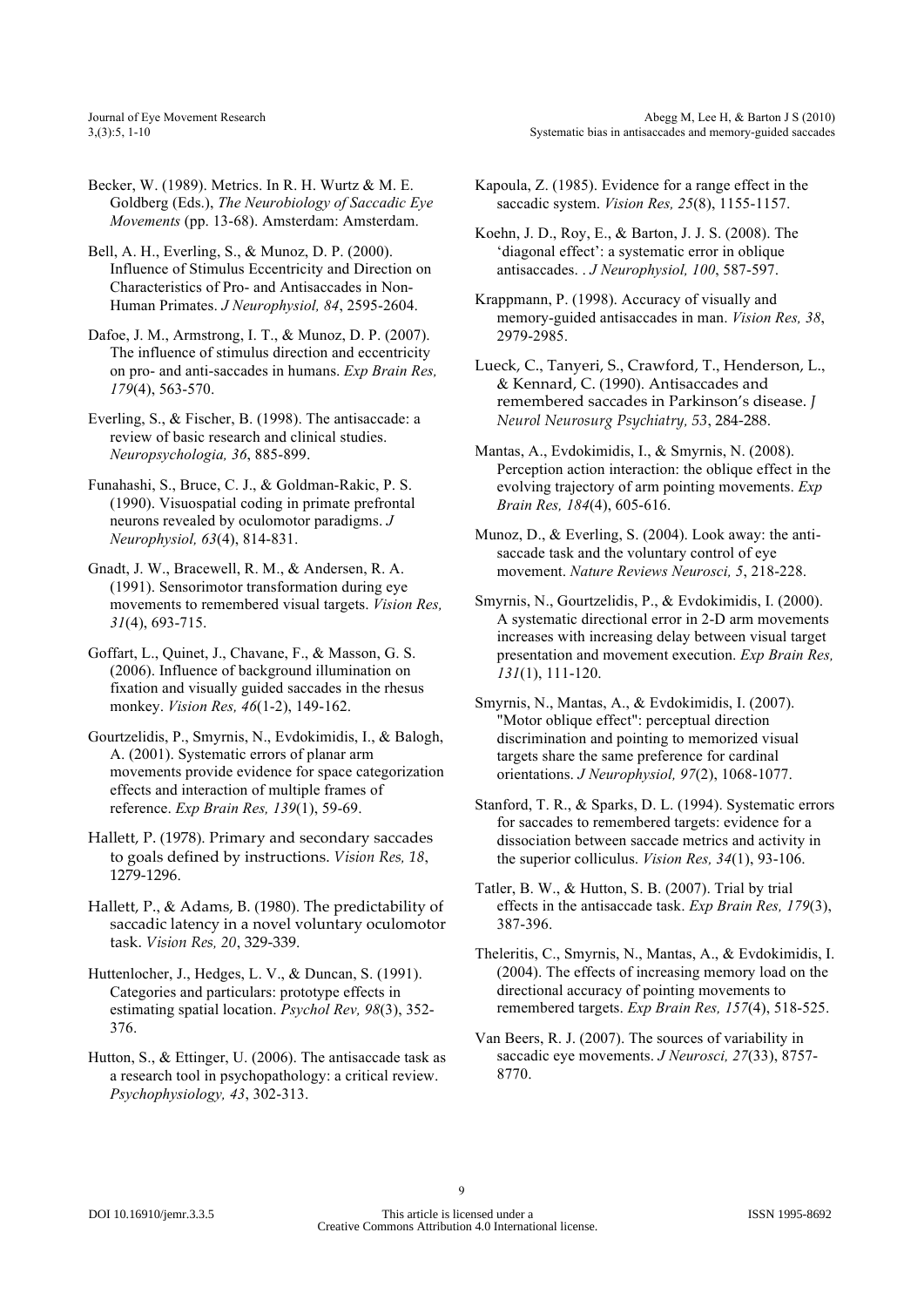Becker, W. (1989). Metrics. In R. H. Wurtz & M. E. Goldberg (Eds.), *The Neurobiology of Saccadic Eye Movements* (pp. 13-68). Amsterdam: Amsterdam.

Bell, A. H., Everling, S., & Munoz, D. P. (2000). Influence of Stimulus Eccentricity and Direction on Characteristics of Pro- and Antisaccades in Non-Human Primates. *J Neurophysiol, 84*, 2595-2604.

Dafoe, J. M., Armstrong, I. T., & Munoz, D. P. (2007). The influence of stimulus direction and eccentricity on pro- and anti-saccades in humans. *Exp Brain Res, 179*(4), 563-570.

Everling, S., & Fischer, B. (1998). The antisaccade: a review of basic research and clinical studies. *Neuropsychologia, 36*, 885-899.

Funahashi, S., Bruce, C. J., & Goldman-Rakic, P. S. (1990). Visuospatial coding in primate prefrontal neurons revealed by oculomotor paradigms. *J Neurophysiol, 63*(4), 814-831.

Gnadt, J. W., Bracewell, R. M., & Andersen, R. A. (1991). Sensorimotor transformation during eye movements to remembered visual targets. *Vision Res, 31*(4), 693-715.

Goffart, L., Quinet, J., Chavane, F., & Masson, G. S. (2006). Influence of background illumination on fixation and visually guided saccades in the rhesus monkey. *Vision Res, 46*(1-2), 149-162.

Gourtzelidis, P., Smyrnis, N., Evdokimidis, I., & Balogh, A. (2001). Systematic errors of planar arm movements provide evidence for space categorization effects and interaction of multiple frames of reference. *Exp Brain Res, 139*(1), 59-69.

Hallett, P. (1978). Primary and secondary saccades to goals defined by instructions. *Vision Res, 18*, 1279-1296.

Hallett, P., & Adams, B. (1980). The predictability of saccadic latency in a novel voluntary oculomotor task. *Vision Res, 20*, 329-339.

Huttenlocher, J., Hedges, L. V., & Duncan, S. (1991). Categories and particulars: prototype effects in estimating spatial location. *Psychol Rev, 98*(3), 352-376.

Hutton, S., & Ettinger, U. (2006). The antisaccade task as a research tool in psychopathology: a critical review. *Psychophysiology, 43*, 302-313.

Kapoula, Z. (1985). Evidence for a range effect in the saccadic system. *Vision Res, 25*(8), 1155-1157.

Koehn, J. D., Roy, E., & Barton, J. J. S. (2008). The 'diagonal effect': a systematic error in oblique antisaccades. . *J Neurophysiol, 100*, 587-597.

Krappmann, P. (1998). Accuracy of visually and memory-guided antisaccades in man. *Vision Res, 38*, 2979-2985.

Lueck, C., Tanyeri, S., Crawford, T., Henderson, L., & Kennard, C. (1990). Antisaccades and remembered saccades in Parkinson's disease. *J Neurol Neurosurg Psychiatry, 53*, 284-288.

Mantas, A., Evdokimidis, I., & Smyrnis, N. (2008). Perception action interaction: the oblique effect in the evolving trajectory of arm pointing movements. *Exp Brain Res, 184*(4), 605-616.

Munoz, D., & Everling, S. (2004). Look away: the anti-saccade task and the voluntary control of eye movement. *Nature Reviews Neurosci, 5*, 218-228.

Smyrnis, N., Gourtzelidis, P., & Evdokimidis, I. (2000). A systematic directional error in 2-D arm movements increases with increasing delay between visual target presentation and movement execution. *Exp Brain Res, 131*(1), 111-120.

Smyrnis, N., Mantas, A., & Evdokimidis, I. (2007). "Motor oblique effect": perceptual direction discrimination and pointing to memorized visual targets share the same preference for cardinal orientations. *J Neurophysiol, 97*(2), 1068-1077.

Stanford, T. R., & Sparks, D. L. (1994). Systematic errors for saccades to remembered targets: evidence for a dissociation between saccade metrics and activity in the superior colliculus. *Vision Res, 34*(1), 93-106.

Tatler, B. W., & Hutton, S. B. (2007). Trial by trial effects in the antisaccade task. *Exp Brain Res, 179*(3), 387-396.

Theleritis, C., Smyrnis, N., Mantas, A., & Evdokimidis, I. (2004). The effects of increasing memory load on the directional accuracy of pointing movements to remembered targets. *Exp Brain Res, 157*(4), 518-525.

Van Beers, R. J. (2007). The sources of variability in saccadic eye movements. *J Neurosci, 27*(33), 8757-8770.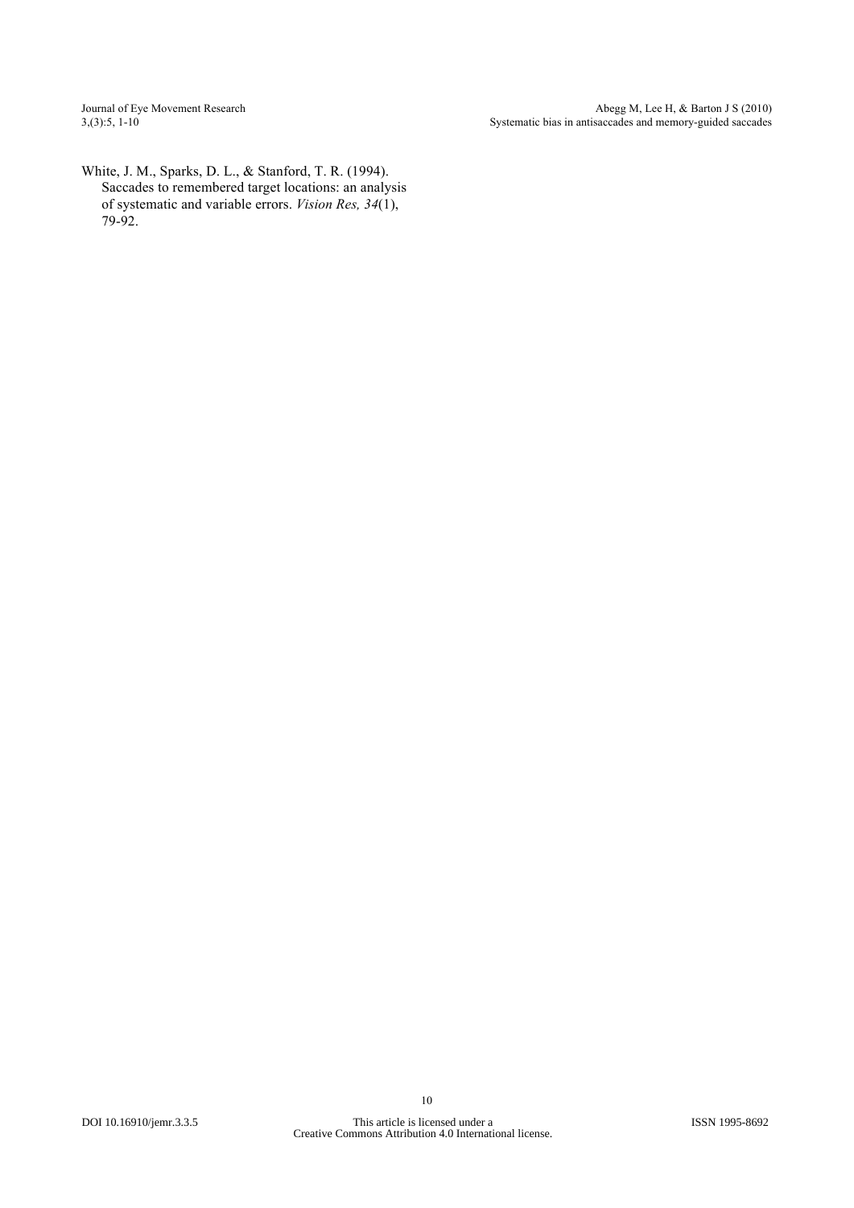White, J. M., Sparks, D. L., & Stanford, T. R. (1994). Saccades to remembered target locations: an analysis of systematic and variable errors. *Vision Res, 34*(1), 79-92.